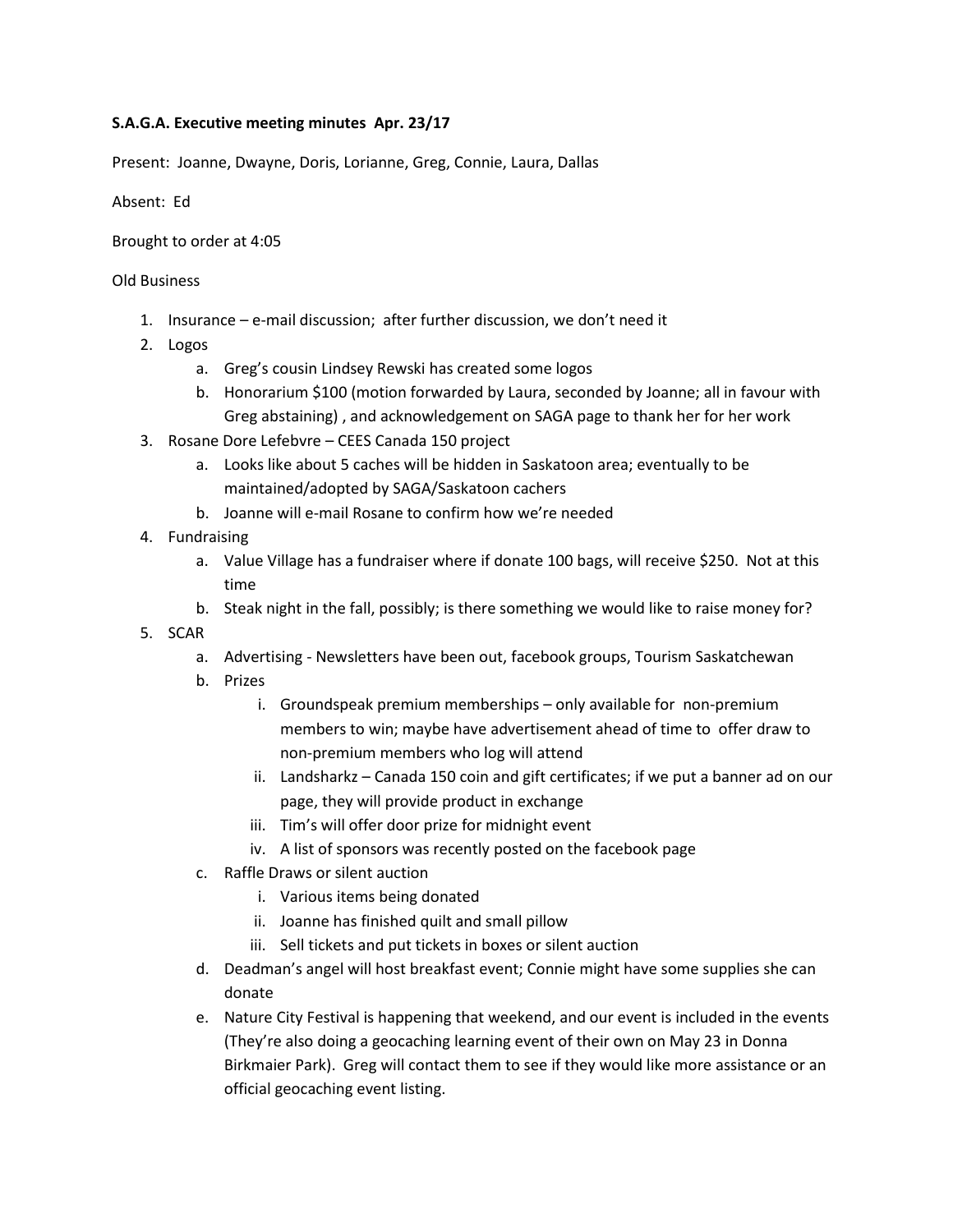**S.A.G.A. Executive meeting minutes Apr. 23/17**

Present: Joanne, Dwayne, Doris, Lorianne, Greg, Connie, Laura, Dallas

Absent: Ed

Brought to order at 4:05

Old Business

1. Insurance – e-mail discussion; after further discussion, we don't need it
2. Logos
   a. Greg's cousin Lindsey Rewski has created some logos
   b. Honorarium $100 (motion forwarded by Laura, seconded by Joanne; all in favour with Greg abstaining) , and acknowledgement on SAGA page to thank her for her work
3. Rosane Dore Lefebvre – CEES Canada 150 project
   a. Looks like about 5 caches will be hidden in Saskatoon area; eventually to be maintained/adopted by SAGA/Saskatoon cachers
   b. Joanne will e-mail Rosane to confirm how we're needed
4. Fundraising
   a. Value Village has a fundraiser where if donate 100 bags, will receive $250. Not at this time
   b. Steak night in the fall, possibly; is there something we would like to raise money for?
5. SCAR
   a. Advertising - Newsletters have been out, facebook groups, Tourism Saskatchewan
   b. Prizes
      i. Groundspeak premium memberships – only available for non-premium members to win; maybe have advertisement ahead of time to offer draw to non-premium members who log will attend
      ii. Landsharkz – Canada 150 coin and gift certificates; if we put a banner ad on our page, they will provide product in exchange
      iii. Tim's will offer door prize for midnight event
      iv. A list of sponsors was recently posted on the facebook page
   c. Raffle Draws or silent auction
      i. Various items being donated
      ii. Joanne has finished quilt and small pillow
      iii. Sell tickets and put tickets in boxes or silent auction
   d. Deadman's angel will host breakfast event; Connie might have some supplies she can donate
   e. Nature City Festival is happening that weekend, and our event is included in the events (They're also doing a geocaching learning event of their own on May 23 in Donna Birkmaier Park). Greg will contact them to see if they would like more assistance or an official geocaching event listing.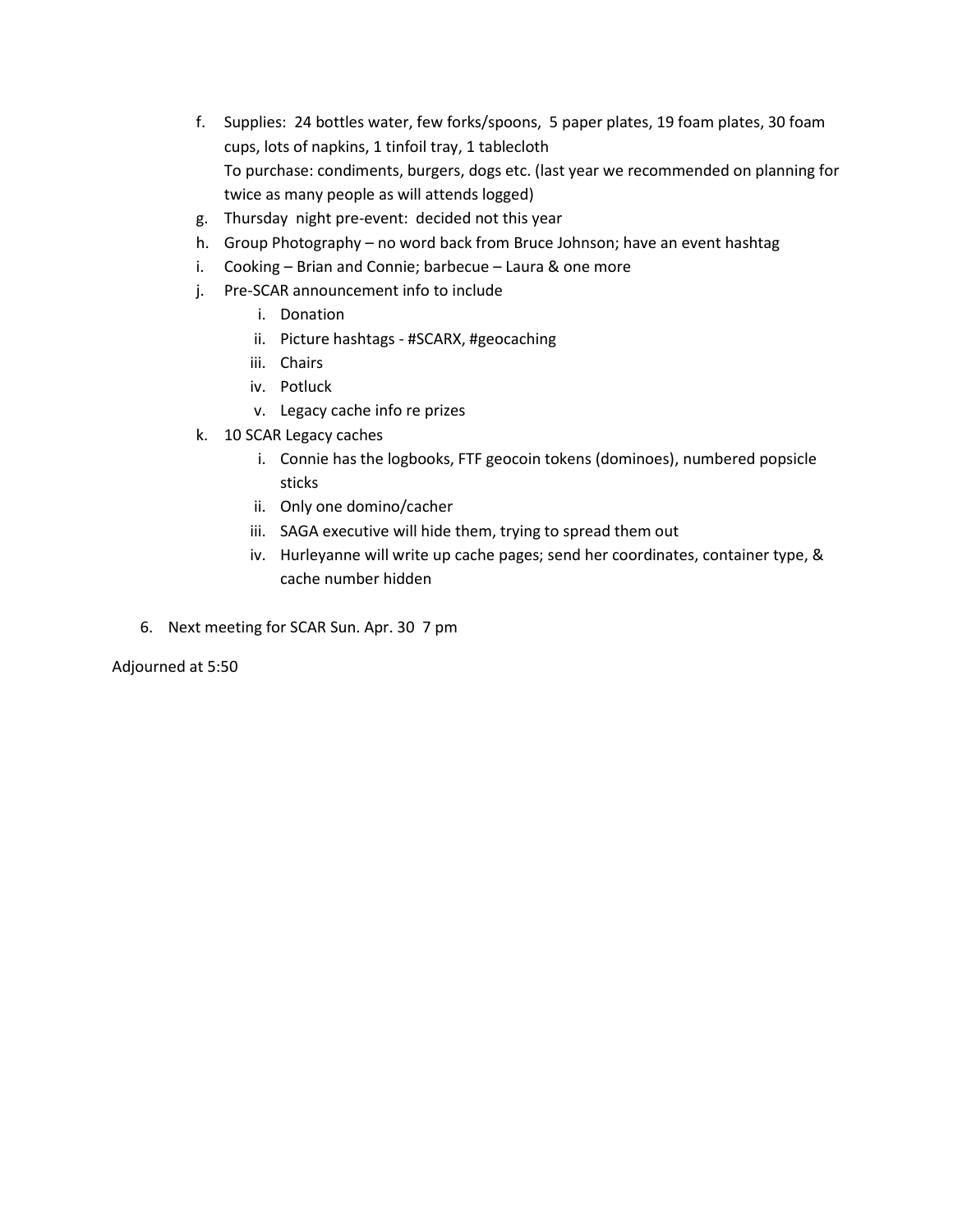f. Supplies: 24 bottles water, few forks/spoons, 5 paper plates, 19 foam plates, 30 foam cups, lots of napkins, 1 tinfoil tray, 1 tablecloth
   To purchase: condiments, burgers, dogs etc. (last year we recommended on planning for twice as many people as will attends logged)
g. Thursday night pre-event: decided not this year
h. Group Photography – no word back from Bruce Johnson; have an event hashtag
i. Cooking – Brian and Connie; barbecue – Laura & one more
j. Pre-SCAR announcement info to include
   i. Donation
   ii. Picture hashtags - #SCARX, #geocaching
   iii. Chairs
   iv. Potluck
   v. Legacy cache info re prizes
k. 10 SCAR Legacy caches
   i. Connie has the logbooks, FTF geocoin tokens (dominoes), numbered popsicle sticks
   ii. Only one domino/cacher
   iii. SAGA executive will hide them, trying to spread them out
   iv. Hurleyanne will write up cache pages; send her coordinates, container type, & cache number hidden

6. Next meeting for SCAR Sun. Apr. 30 7 pm

Adjourned at 5:50